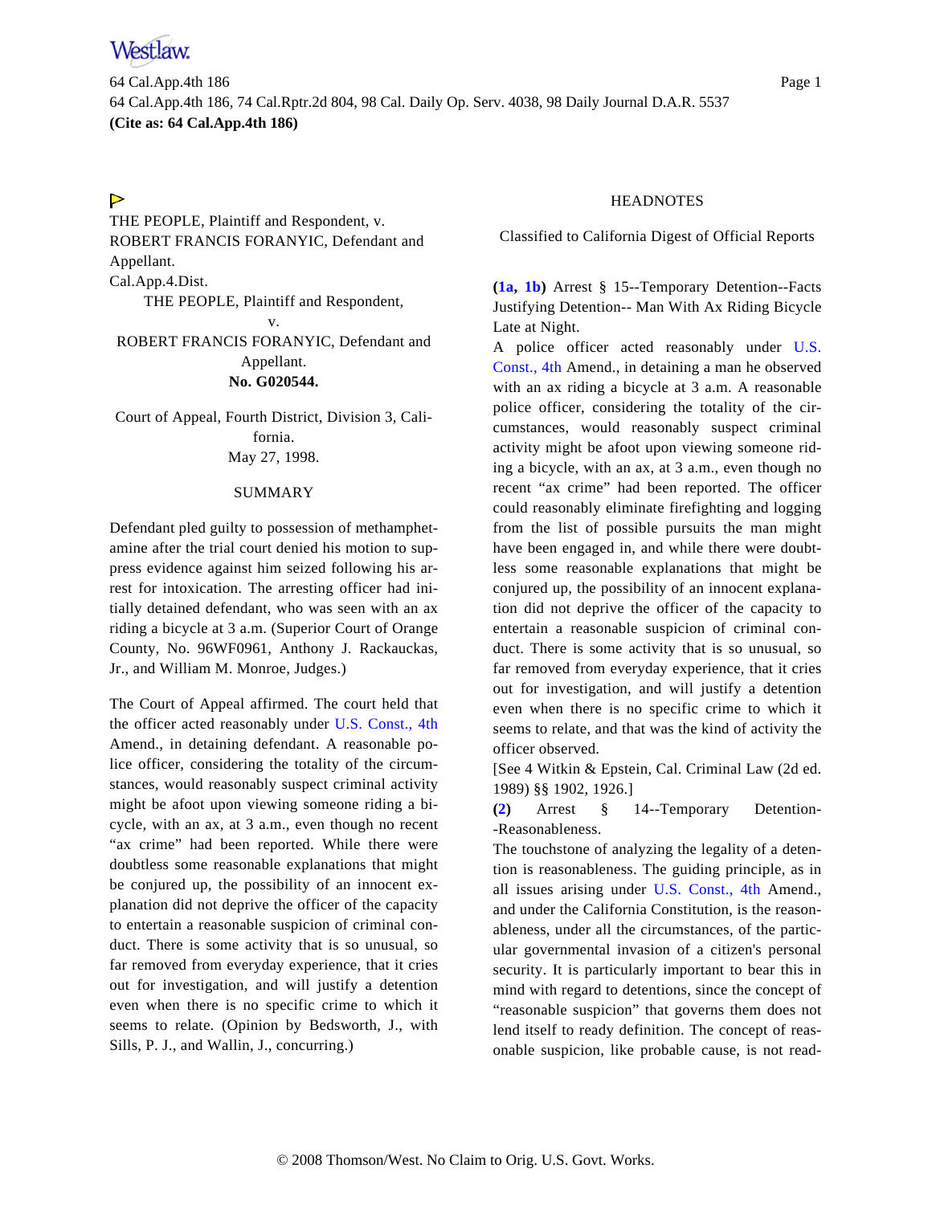THE PEOPLE, Plaintiff and Respondent, v. ROBERT FRANCIS FORANYIC, Defendant and Appellant.
Cal.App.4.Dist.

THE PEOPLE, Plaintiff and Respondent,
v.
ROBERT FRANCIS FORANYIC, Defendant and Appellant.
**No. G020544.**

Court of Appeal, Fourth District, Division 3, California.
May 27, 1998.

## SUMMARY

Defendant pled guilty to possession of methamphetamine after the trial court denied his motion to suppress evidence against him seized following his arrest for intoxication. The arresting officer had initially detained defendant, who was seen with an ax riding a bicycle at 3 a.m. (Superior Court of Orange County, No. 96WF0961, Anthony J. Rackauckas, Jr., and William M. Monroe, Judges.)

The Court of Appeal affirmed. The court held that the officer acted reasonably under U.S. Const., 4th Amend., in detaining defendant. A reasonable police officer, considering the totality of the circumstances, would reasonably suspect criminal activity might be afoot upon viewing someone riding a bicycle, with an ax, at 3 a.m., even though no recent "ax crime" had been reported. While there were doubtless some reasonable explanations that might be conjured up, the possibility of an innocent explanation did not deprive the officer of the capacity to entertain a reasonable suspicion of criminal conduct. There is some activity that is so unusual, so far removed from everyday experience, that it cries out for investigation, and will justify a detention even when there is no specific crime to which it seems to relate. (Opinion by Bedsworth, J., with Sills, P. J., and Wallin, J., concurring.)

## HEADNOTES

Classified to California Digest of Official Reports

**(1a, 1b)** Arrest § 15--Temporary Detention--Facts Justifying Detention-- Man With Ax Riding Bicycle Late at Night.

A police officer acted reasonably under U.S. Const., 4th Amend., in detaining a man he observed with an ax riding a bicycle at 3 a.m. A reasonable police officer, considering the totality of the circumstances, would reasonably suspect criminal activity might be afoot upon viewing someone riding a bicycle, with an ax, at 3 a.m., even though no recent "ax crime" had been reported. The officer could reasonably eliminate firefighting and logging from the list of possible pursuits the man might have been engaged in, and while there were doubtless some reasonable explanations that might be conjured up, the possibility of an innocent explanation did not deprive the officer of the capacity to entertain a reasonable suspicion of criminal conduct. There is some activity that is so unusual, so far removed from everyday experience, that it cries out for investigation, and will justify a detention even when there is no specific crime to which it seems to relate, and that was the kind of activity the officer observed.

[See 4 Witkin & Epstein, Cal. Criminal Law (2d ed. 1989) §§ 1902, 1926.]

**(2)** Arrest § 14--Temporary Detention--Reasonableness.

The touchstone of analyzing the legality of a detention is reasonableness. The guiding principle, as in all issues arising under U.S. Const., 4th Amend., and under the California Constitution, is the reasonableness, under all the circumstances, of the particular governmental invasion of a citizen's personal security. It is particularly important to bear this in mind with regard to detentions, since the concept of "reasonable suspicion" that governs them does not lend itself to ready definition. The concept of reasonable suspicion, like probable cause, is not read-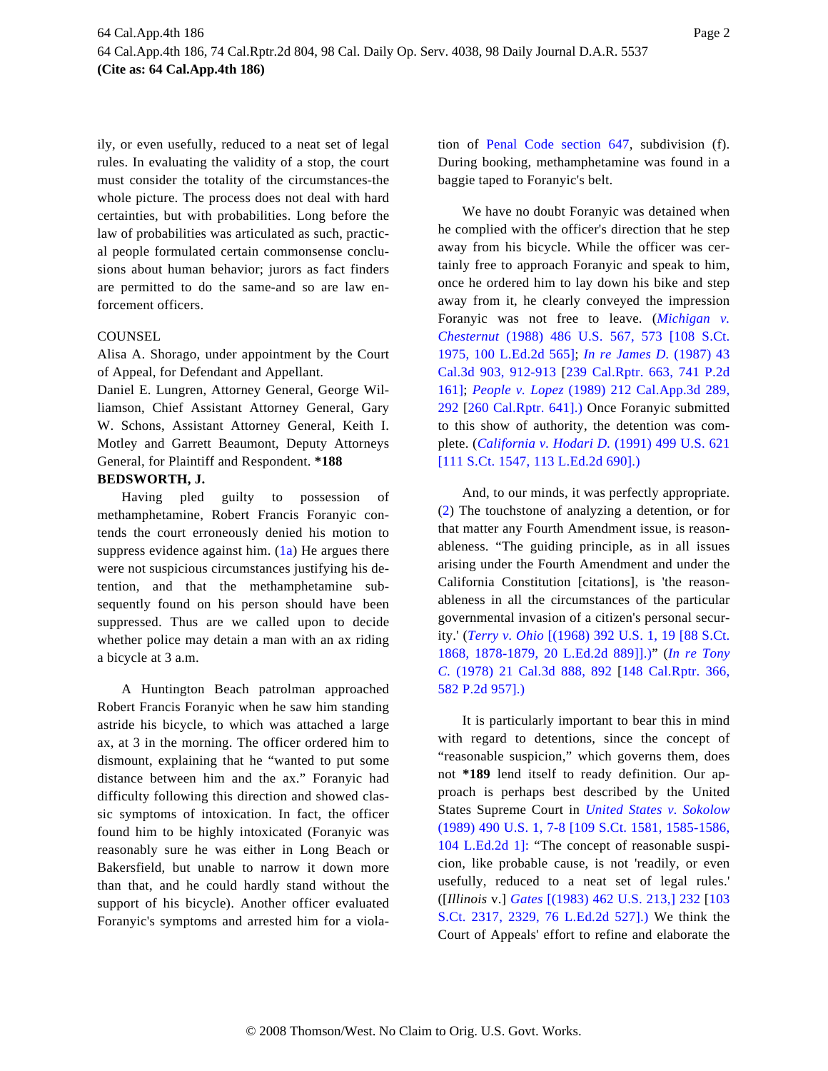ily, or even usefully, reduced to a neat set of legal rules. In evaluating the validity of a stop, the court must consider the totality of the circumstances-the whole picture. The process does not deal with hard certainties, but with probabilities. Long before the law of probabilities was articulated as such, practical people formulated certain commonsense conclusions about human behavior; jurors as fact finders are permitted to do the same-and so are law enforcement officers.

COUNSEL

Alisa A. Shorago, under appointment by the Court of Appeal, for Defendant and Appellant.

Daniel E. Lungren, Attorney General, George Williamson, Chief Assistant Attorney General, Gary W. Schons, Assistant Attorney General, Keith I. Motley and Garrett Beaumont, Deputy Attorneys General, for Plaintiff and Respondent. **\*188**

**BEDSWORTH, J.**

Having pled guilty to possession of methamphetamine, Robert Francis Foranyic contends the court erroneously denied his motion to suppress evidence against him. (1a) He argues there were not suspicious circumstances justifying his detention, and that the methamphetamine subsequently found on his person should have been suppressed. Thus are we called upon to decide whether police may detain a man with an ax riding a bicycle at 3 a.m.

A Huntington Beach patrolman approached Robert Francis Foranyic when he saw him standing astride his bicycle, to which was attached a large ax, at 3 in the morning. The officer ordered him to dismount, explaining that he "wanted to put some distance between him and the ax." Foranyic had difficulty following this direction and showed classic symptoms of intoxication. In fact, the officer found him to be highly intoxicated (Foranyic was reasonably sure he was either in Long Beach or Bakersfield, but unable to narrow it down more than that, and he could hardly stand without the support of his bicycle). Another officer evaluated Foranyic's symptoms and arrested him for a violation of Penal Code section 647, subdivision (f). During booking, methamphetamine was found in a baggie taped to Foranyic's belt.

We have no doubt Foranyic was detained when he complied with the officer's direction that he step away from his bicycle. While the officer was certainly free to approach Foranyic and speak to him, once he ordered him to lay down his bike and step away from it, he clearly conveyed the impression Foranyic was not free to leave. (*Michigan v. Chesternut* (1988) 486 U.S. 567, 573 [108 S.Ct. 1975, 100 L.Ed.2d 565]; *In re James D.* (1987) 43 Cal.3d 903, 912-913 [239 Cal.Rptr. 663, 741 P.2d 161]; *People v. Lopez* (1989) 212 Cal.App.3d 289, 292 [260 Cal.Rptr. 641].) Once Foranyic submitted to this show of authority, the detention was complete. (*California v. Hodari D.* (1991) 499 U.S. 621 [111 S.Ct. 1547, 113 L.Ed.2d 690].)

And, to our minds, it was perfectly appropriate. (2) The touchstone of analyzing a detention, or for that matter any Fourth Amendment issue, is reasonableness. "The guiding principle, as in all issues arising under the Fourth Amendment and under the California Constitution [citations], is 'the reasonableness in all the circumstances of the particular governmental invasion of a citizen's personal security.' (*Terry v. Ohio* [(1968) 392 U.S. 1, 19 [88 S.Ct. 1868, 1878-1879, 20 L.Ed.2d 889]].)" (*In re Tony C.* (1978) 21 Cal.3d 888, 892 [148 Cal.Rptr. 366, 582 P.2d 957].)

It is particularly important to bear this in mind with regard to detentions, since the concept of "reasonable suspicion," which governs them, does not **\*189** lend itself to ready definition. Our approach is perhaps best described by the United States Supreme Court in *United States v. Sokolow* (1989) 490 U.S. 1, 7-8 [109 S.Ct. 1581, 1585-1586, 104 L.Ed.2d 1]: "The concept of reasonable suspicion, like probable cause, is not 'readily, or even usefully, reduced to a neat set of legal rules.' ([*Illinois* v.] *Gates* [(1983) 462 U.S. 213,] 232 [103 S.Ct. 2317, 2329, 76 L.Ed.2d 527].) We think the Court of Appeals' effort to refine and elaborate the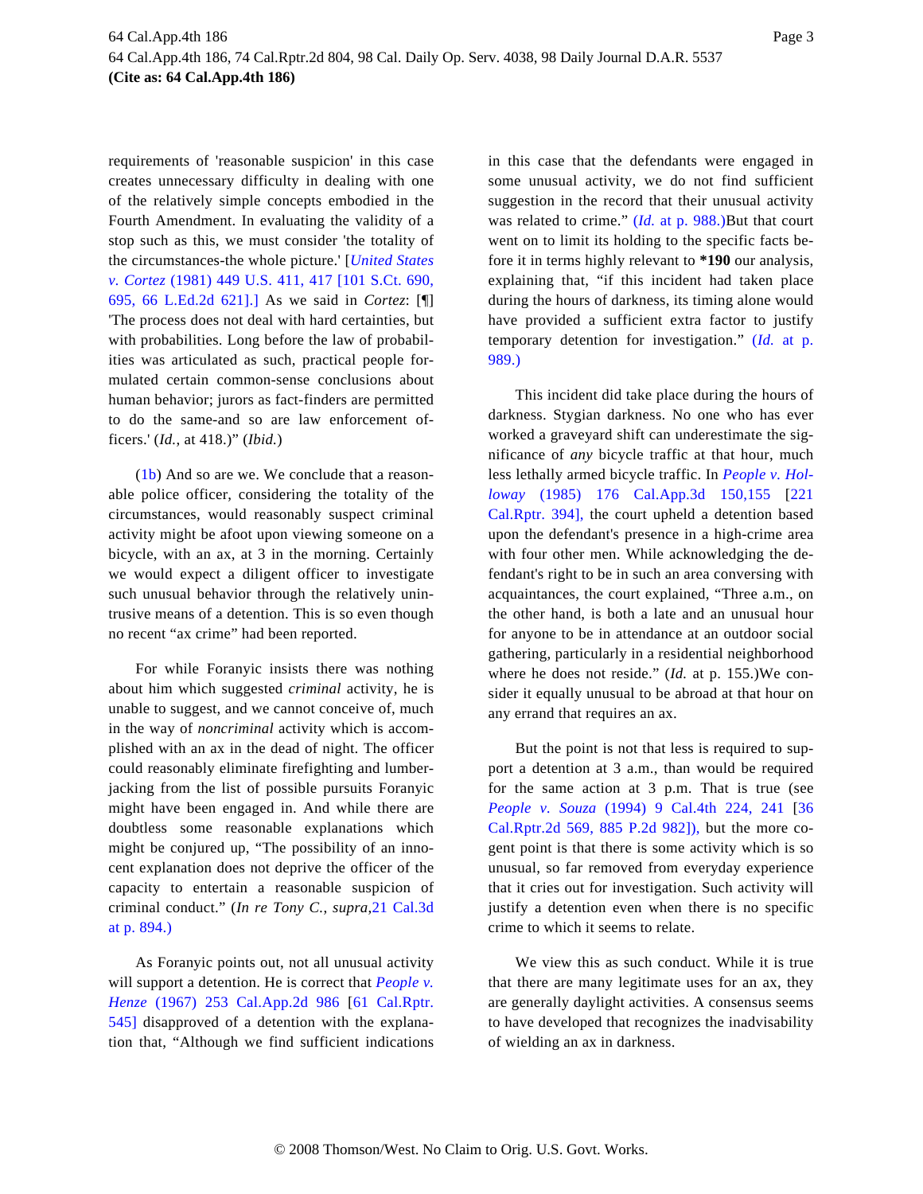requirements of 'reasonable suspicion' in this case creates unnecessary difficulty in dealing with one of the relatively simple concepts embodied in the Fourth Amendment. In evaluating the validity of a stop such as this, we must consider 'the totality of the circumstances-the whole picture.' [*United States v. Cortez* (1981) 449 U.S. 411, 417 [101 S.Ct. 690, 695, 66 L.Ed.2d 621].] As we said in *Cortez*: [¶] 'The process does not deal with hard certainties, but with probabilities. Long before the law of probabilities was articulated as such, practical people formulated certain common-sense conclusions about human behavior; jurors as fact-finders are permitted to do the same-and so are law enforcement officers.' (*Id.*, at 418.)" (*Ibid.*)

(1b) And so are we. We conclude that a reasonable police officer, considering the totality of the circumstances, would reasonably suspect criminal activity might be afoot upon viewing someone on a bicycle, with an ax, at 3 in the morning. Certainly we would expect a diligent officer to investigate such unusual behavior through the relatively unintrusive means of a detention. This is so even though no recent "ax crime" had been reported.

For while Foranyic insists there was nothing about him which suggested *criminal* activity, he is unable to suggest, and we cannot conceive of, much in the way of *noncriminal* activity which is accomplished with an ax in the dead of night. The officer could reasonably eliminate firefighting and lumberjacking from the list of possible pursuits Foranyic might have been engaged in. And while there are doubtless some reasonable explanations which might be conjured up, "The possibility of an innocent explanation does not deprive the officer of the capacity to entertain a reasonable suspicion of criminal conduct." (*In re Tony C.*, *supra*, 21 Cal.3d at p. 894.)

As Foranyic points out, not all unusual activity will support a detention. He is correct that *People v. Henze* (1967) 253 Cal.App.2d 986 [61 Cal.Rptr. 545] disapproved of a detention with the explanation that, "Although we find sufficient indications in this case that the defendants were engaged in some unusual activity, we do not find sufficient suggestion in the record that their unusual activity was related to crime." (*Id.* at p. 988.) But that court went on to limit its holding to the specific facts before it in terms highly relevant to **\*190** our analysis, explaining that, "if this incident had taken place during the hours of darkness, its timing alone would have provided a sufficient extra factor to justify temporary detention for investigation." (*Id.* at p. 989.)

This incident did take place during the hours of darkness. Stygian darkness. No one who has ever worked a graveyard shift can underestimate the significance of *any* bicycle traffic at that hour, much less lethally armed bicycle traffic. In *People v. Holloway* (1985) 176 Cal.App.3d 150,155 [221 Cal.Rptr. 394], the court upheld a detention based upon the defendant's presence in a high-crime area with four other men. While acknowledging the defendant's right to be in such an area conversing with acquaintances, the court explained, "Three a.m., on the other hand, is both a late and an unusual hour for anyone to be in attendance at an outdoor social gathering, particularly in a residential neighborhood where he does not reside." (*Id.* at p. 155.) We consider it equally unusual to be abroad at that hour on any errand that requires an ax.

But the point is not that less is required to support a detention at 3 a.m., than would be required for the same action at 3 p.m. That is true (see *People v. Souza* (1994) 9 Cal.4th 224, 241 [36 Cal.Rptr.2d 569, 885 P.2d 982]), but the more cogent point is that there is some activity which is so unusual, so far removed from everyday experience that it cries out for investigation. Such activity will justify a detention even when there is no specific crime to which it seems to relate.

We view this as such conduct. While it is true that there are many legitimate uses for an ax, they are generally daylight activities. A consensus seems to have developed that recognizes the inadvisability of wielding an ax in darkness.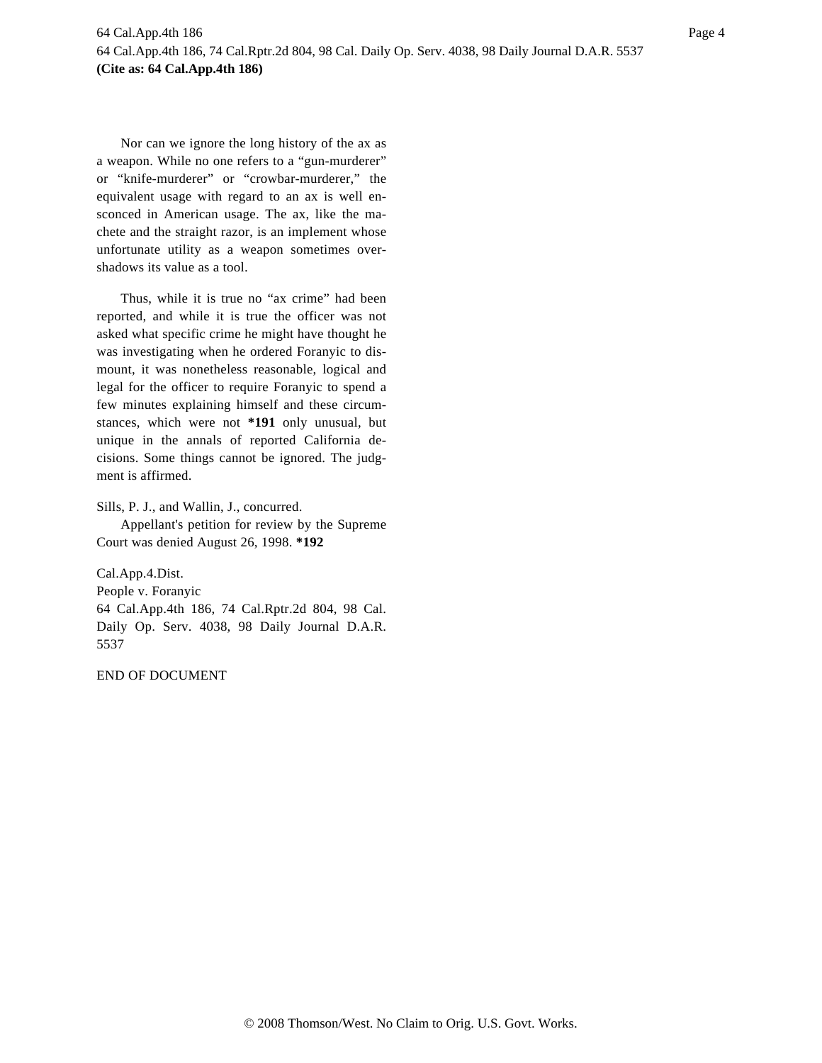Nor can we ignore the long history of the ax as a weapon. While no one refers to a "gun-murderer" or "knife-murderer" or "crowbar-murderer," the equivalent usage with regard to an ax is well ensconced in American usage. The ax, like the machete and the straight razor, is an implement whose unfortunate utility as a weapon sometimes overshadows its value as a tool.

Thus, while it is true no "ax crime" had been reported, and while it is true the officer was not asked what specific crime he might have thought he was investigating when he ordered Foranyic to dismount, it was nonetheless reasonable, logical and legal for the officer to require Foranyic to spend a few minutes explaining himself and these circumstances, which were not **\*191** only unusual, but unique in the annals of reported California decisions. Some things cannot be ignored. The judgment is affirmed.

Sills, P. J., and Wallin, J., concurred.

Appellant's petition for review by the Supreme Court was denied August 26, 1998. **\*192**

Cal.App.4.Dist.
People v. Foranyic
64 Cal.App.4th 186, 74 Cal.Rptr.2d 804, 98 Cal. Daily Op. Serv. 4038, 98 Daily Journal D.A.R. 5537

END OF DOCUMENT